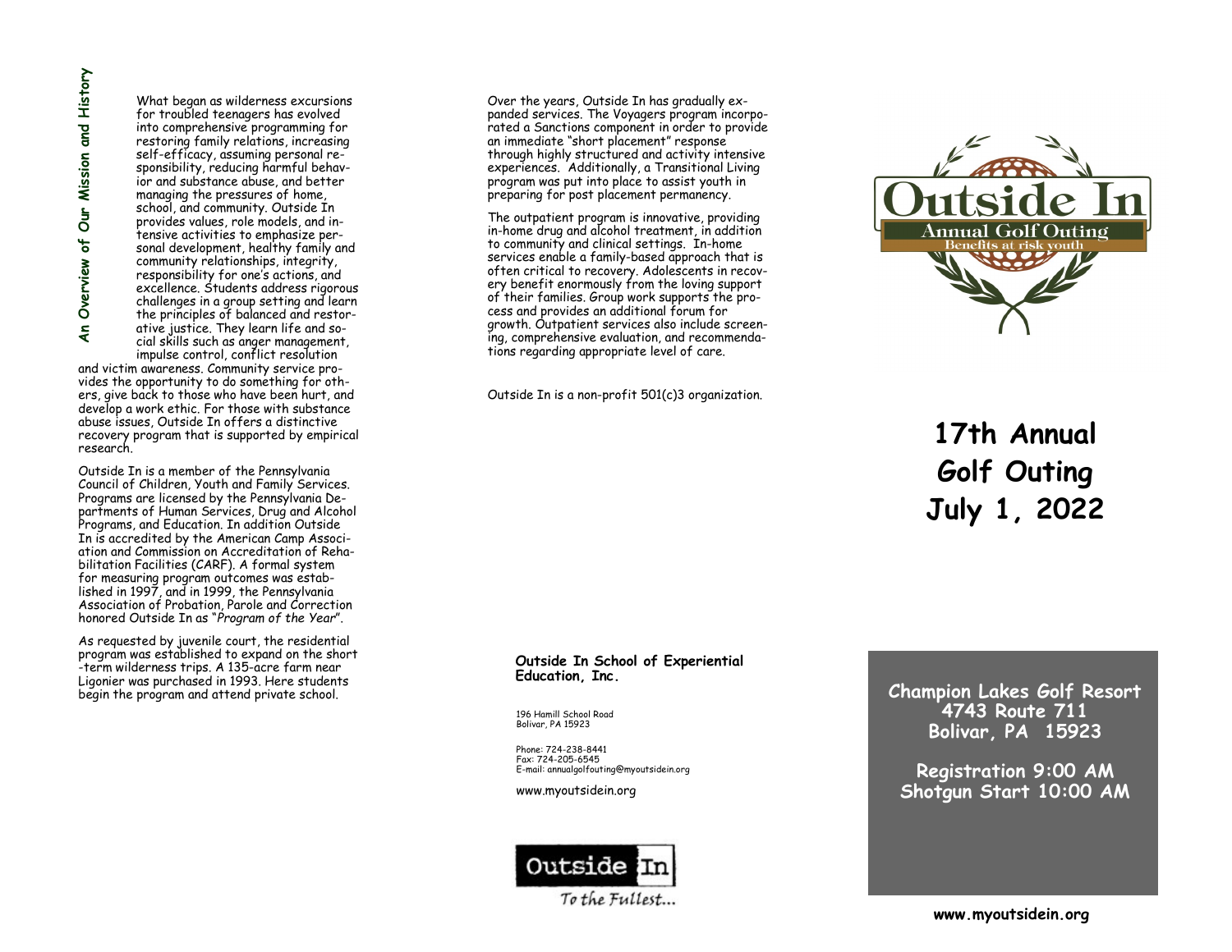## An Overview of Our Mission and History

What began as wilderness excursions for troubled teenagers has evolved into comprehensive programming for restoring family relations, increasing self-efficacy, assuming personal responsibility, reducing harmful behavior and substance abuse, and better managing the pressures of home, school, and community. Outside In provides values, role models, and intensive activities to emphasize personal development, healthy family and community relationships, integrity, responsibility for one's actions, and excellence. Students address rigorous challenges in a group setting and learn the principles of balanced and restorative justice. They learn life and social skills such as anger management, impulse control, conflict resolution and victim awareness. Community service provides the opportunity to do something for others, give back to those who have been hurt, and develop a work ethic. For those with substance abuse issues, Outside In offers a distinctive recovery program that is supported by empirical research.

Outside In is a member of the Pennsylvania Council of Children, Youth and Family Services. Programs are licensed by the Pennsylvania Departments of Human Services, Drug and Alcohol Programs, and Education. In addition Outside In is accredited by the American Camp Association and Commission on Accreditation of Rehabilitation Facilities (CARF). A formal system for measuring program outcomes was established in 1997, and in 1999, the Pennsylvania Association of Probation, Parole and Correction honored Outside In as "*Program of the Year*".

As requested by juvenile court, the residential program was established to expand on the short-term wilderness trips. A 135-acre farm near Ligonier was purchased in 1993. Here students begin the program and attend private school.

Over the years, Outside In has gradually expanded services. The Voyagers program incorporated a Sanctions component in order to provide an immediate "short placement" response through highly structured and activity intensive experiences. Additionally, a Transitional Living program was put into place to assist youth in preparing for post placement permanency.

The outpatient program is innovative, providing in-home drug and alcohol treatment, in addition to community and clinical settings. In-home services enable a family-based approach that is often critical to recovery. Adolescents in recovery benefit enormously from the loving support of their families. Group work supports the process and provides an additional forum for growth. Outpatient services also include screening, comprehensive evaluation, and recommendations regarding appropriate level of care.

Outside In is a non-profit 501(c)3 organization.

**Outside In School of Experiential Education, Inc.**

196 Hamill School Road
Bolivar, PA 15923

Phone: 724-238-8441
Fax: 724-205-6545
E-mail: annualgolfouting@myoutsidein.org

www.myoutsidein.org

Outside In
To the Fullest...

Outside In
Annual Golf Outing
Benefits at risk youth

# 17th Annual Golf Outing July 1, 2022

**Champion Lakes Golf Resort**
**4743 Route 711**
**Bolivar, PA 15923**

**Registration 9:00 AM**
**Shotgun Start 10:00 AM**

**www.myoutsidein.org**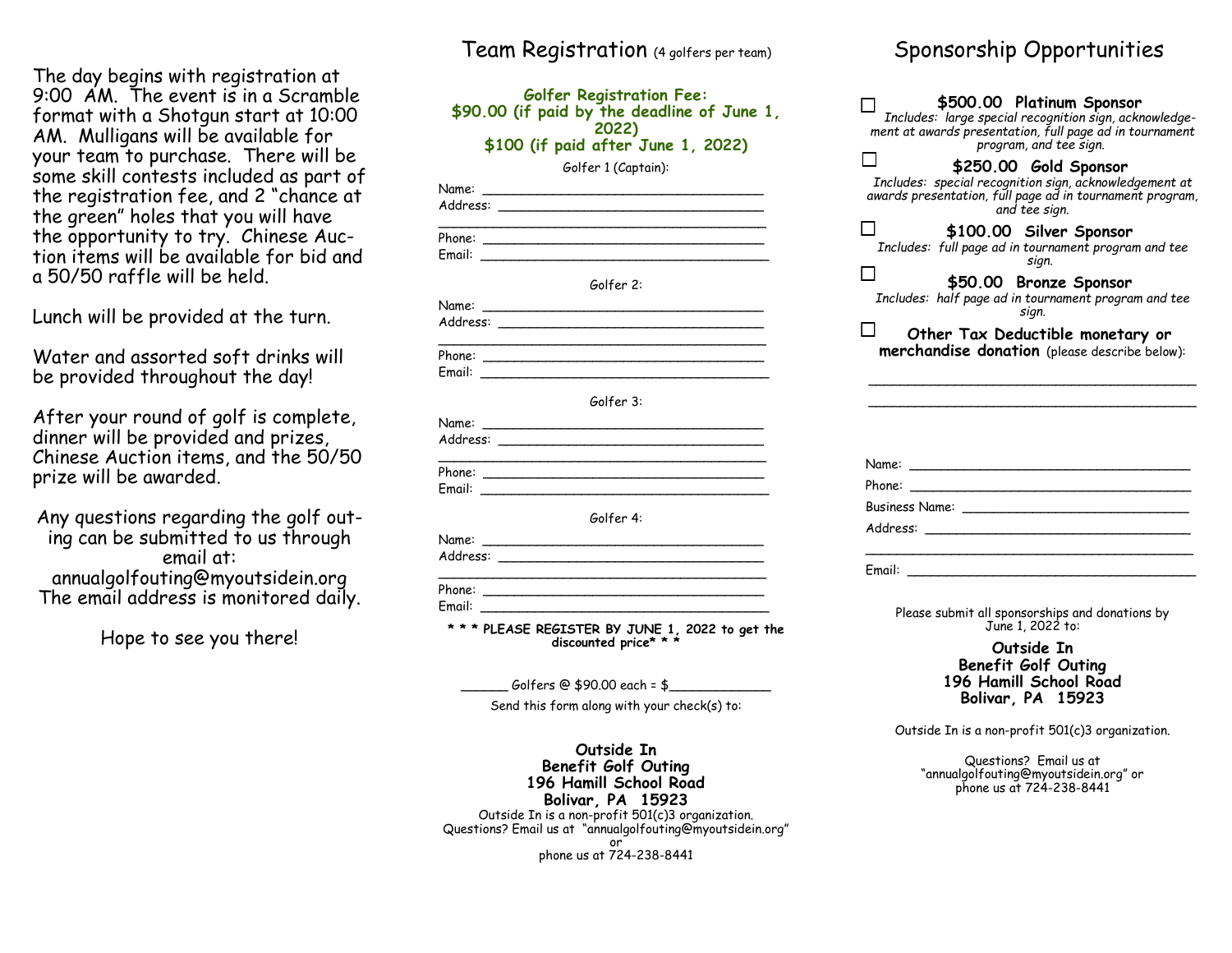The day begins with registration at 9:00 AM. The event is in a Scramble format with a Shotgun start at 10:00 AM. Mulligans will be available for your team to purchase. There will be some skill contests included as part of the registration fee, and 2 "chance at the green" holes that you will have the opportunity to try. Chinese Auction items will be available for bid and a 50/50 raffle will be held.

Lunch will be provided at the turn.

Water and assorted soft drinks will be provided throughout the day!

After your round of golf is complete, dinner will be provided and prizes, Chinese Auction items, and the 50/50 prize will be awarded.

Any questions regarding the golf outing can be submitted to us through email at:
annualgolfouting@myoutsidein.org
The email address is monitored daily.

Hope to see you there!

# Team Registration (4 golfers per team)

**Golfer Registration Fee:**
**$90.00 (if paid by the deadline of June 1, 2022)**
**$100 (if paid after June 1, 2022)**

Golfer 1 (Captain):

Name: ___________________________________
Address: _________________________________
_________________________________________
Phone: ___________________________________
Email: ___________________________________

Golfer 2:

Name: ___________________________________
Address: _________________________________
_________________________________________
Phone: ___________________________________
Email: ___________________________________

Golfer 3:

Name: ___________________________________
Address: _________________________________
_________________________________________
Phone: ___________________________________
Email: ___________________________________

Golfer 4:

Name: ___________________________________
Address: _________________________________
_________________________________________
Phone: ___________________________________
Email: ___________________________________

*** PLEASE REGISTER BY JUNE 1, 2022 to get the discounted price* * ***

______ Golfers @ $90.00 each = $_____________

Send this form along with your check(s) to:

**Outside In**
**Benefit Golf Outing**
**196 Hamill School Road**
**Bolivar, PA 15923**

Outside In is a non-profit 501(c)3 organization.
Questions? Email us at "annualgolfouting@myoutsidein.org"
or
phone us at 724-238-8441

# Sponsorship Opportunities

☐ **$500.00 Platinum Sponsor**
*Includes: large special recognition sign, acknowledgement at awards presentation, full page ad in tournament program, and tee sign.*

☐ **$250.00 Gold Sponsor**
*Includes: special recognition sign, acknowledgement at awards presentation, full page ad in tournament program, and tee sign.*

☐ **$100.00 Silver Sponsor**
*Includes: full page ad in tournament program and tee sign.*

☐ **$50.00 Bronze Sponsor**
*Includes: half page ad in tournament program and tee sign.*

☐ **Other Tax Deductible monetary or merchandise donation** (please describe below):

_________________________________________
_________________________________________

Name: ___________________________________
Phone: ___________________________________
Business Name: ____________________________
Address: _________________________________
_________________________________________
Email: ___________________________________

Please submit all sponsorships and donations by June 1, 2022 to:

**Outside In**
**Benefit Golf Outing**
**196 Hamill School Road**
**Bolivar, PA 15923**

Outside In is a non-profit 501(c)3 organization.

Questions? Email us at "annualgolfouting@myoutsidein.org" or phone us at 724-238-8441